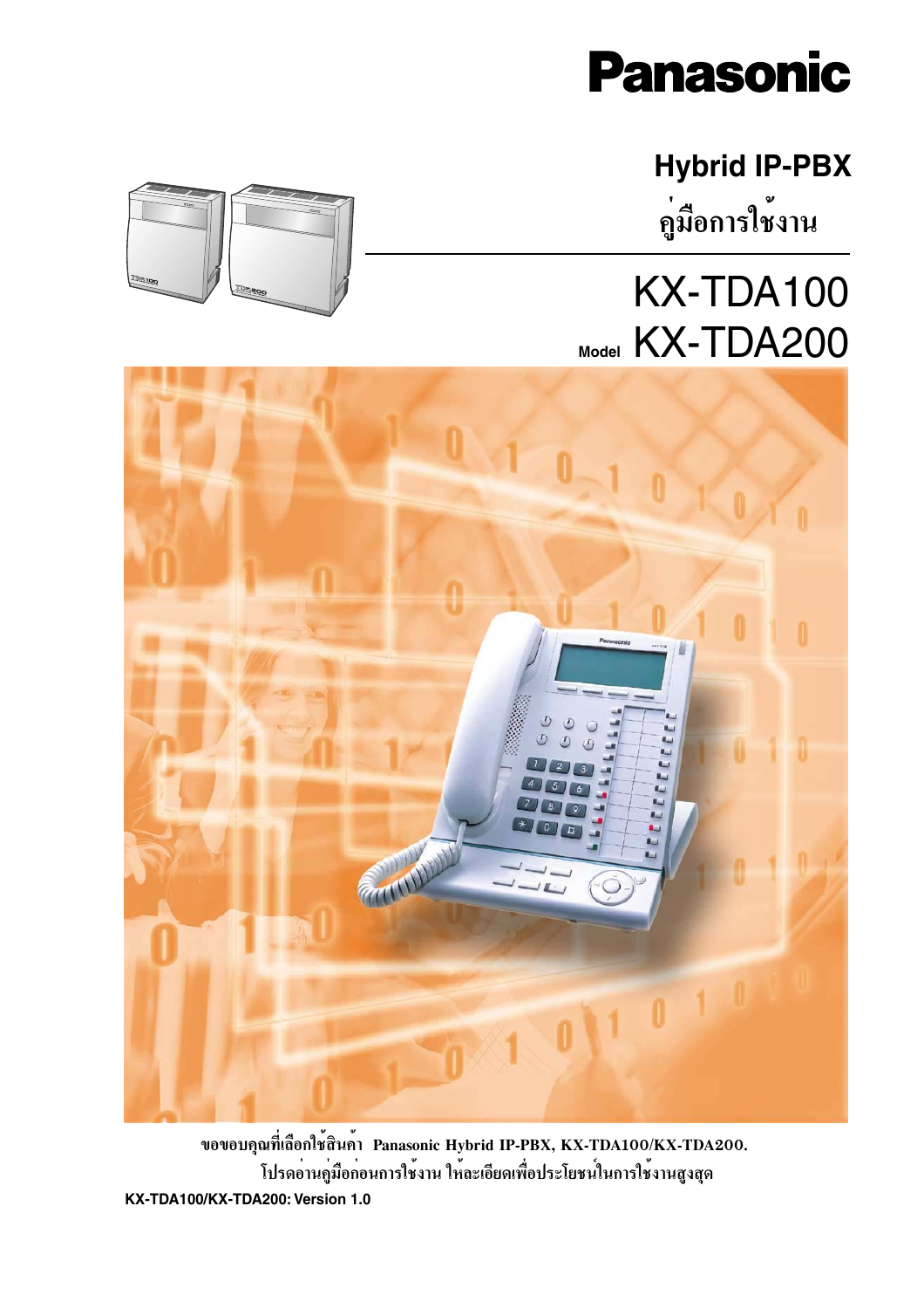Panasonic

# Hybrid IP-PBX

## คู่มือการใช้งาน

# KX-TDA100

Model **KX-TDA200**

ขอขอบคุณที่เลือกใช้สินค้า Panasonic Hybrid IP-PBX, KX-TDA100/KX-TDA200.
โปรดอ่านคู่มือก่อนการใช้งาน ให้ละเอียดเพื่อประโยชน์ในการใช้งานสูงสุด

**KX-TDA100/KX-TDA200: Version 1.0**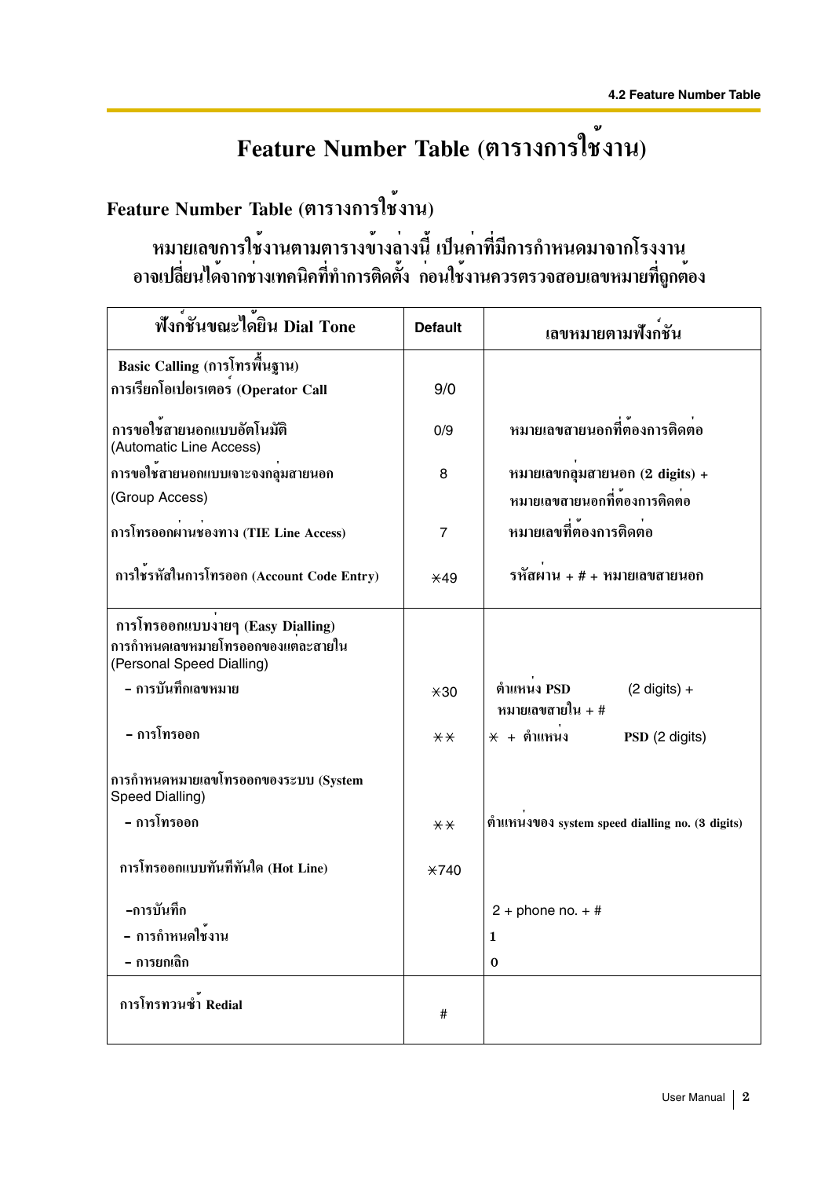# Feature Number Table (ตารางการใช้งาน)

## Feature Number Table (ตารางการใช้งาน)

### หมายเลขการใช้งานตามตารางข้างล่างนี้ เป็นค่าที่มีการกำหนดมาจากโรงงาน อาจเปลี่ยนได้จากช่างเทคนิคที่ทำการติดตั้ง ก่อนใช้งานควรตรวจสอบเลขหมายที่ถูกต้อง

| ฟังก์ชันขณะได้ยิน Dial Tone | Default | เลขหมายตามฟังก์ชัน |
|---|---|---|
| Basic Calling (การโทรพื้นฐาน) | | |
| การเรียกโอเปอเรเตอร์ (Operator Call | 9/0 | |
| การขอใช้สายนอกแบบอัตโนมัติ (Automatic Line Access) | 0/9 | หมายเลขสายนอกที่ต้องการติดต่อ |
| การขอใช้สายนอกแบบเจาะจงกลุ่มสายนอก (Group Access) | 8 | หมายเลขกลุ่มสายนอก (2 digits) + หมายเลขสายนอกที่ต้องการติดต่อ |
| การโทรออกผ่านช่องทาง (TIE Line Access) | 7 | หมายเลขที่ต้องการติดต่อ |
| การใช้รหัสในการโทรออก (Account Code Entry) | *49 | รหัสผ่าน + # + หมายเลขสายนอก |
| การโทรออกแบบง่ายๆ (Easy Dialling) | | |
| การกำหนดเลขหมายโทรออกของแต่ละสายใน (Personal Speed Dialling) | | |
| – การบันทึกเลขหมาย | *30 | ตำแหน่ง PSD (2 digits) + หมายเลขสายใน + # |
| – การโทรออก | ** | * + ตำแหน่ง PSD (2 digits) |
| การกำหนดหมายเลขโทรออกของระบบ (System Speed Dialling) | | |
| – การโทรออก | ** | ตำแหน่งของ system speed dialling no. (3 digits) |
| การโทรออกแบบทันทีทันใด (Hot Line) | *740 | |
| –การบันทึก | | 2 + phone no. + # |
| – การกำหนดใช้งาน | | 1 |
| – การยกเลิก | | 0 |
| การโทรทวนซ้ำ Redial | # | |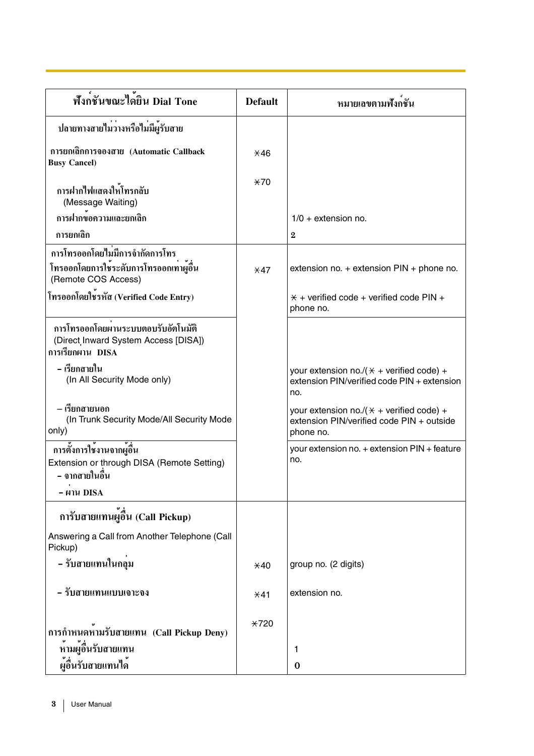| ฟังก์ชันขณะได้ยิน Dial Tone | Default | หมายเลขตามฟังก์ชัน |
|---|---|---|
| ปลายทางสายไม่ว่างหรือไม่มีผู้รับสาย<br>การยกเลิกการจองสาย (Automatic Callback Busy Cancel) | ✱46 | |
| การฝากไฟแสดงให้โทรกลับ (Message Waiting)<br>การฝากข้อความและยกเลิก<br>การยกเลิก | ✱70 | <br>1/0 + extension no.<br>2 |
| การโทรออกโดยไม่มีการจำกัดการโทร<br>โทรออกโดยการใช้ระดับการโทรออกเท่าผู้อื่น (Remote COS Access)<br>โทรออกโดยใช้รหัส (Verified Code Entry) | ✱47 | extension no. + extension PIN + phone no.<br>✱ + verified code + verified code PIN + phone no. |
| การโทรออกโดยผ่านระบบตอบรับอัตโนมัติ (Direct Inward System Access [DISA])<br>การเรียกผ่าน DISA<br>– เรียกสายใน (In All Security Mode only)<br>– เรียกสายนอก (In Trunk Security Mode/All Security Mode only) | | <br>your extension no./(✱ + verified code) + extension PIN/verified code PIN + extension no.<br>your extension no./(✱ + verified code) + extension PIN/verified code PIN + outside phone no. |
| การตั้งการใช้งานจากผู้อื่น<br>Extension or through DISA (Remote Setting)<br>– จากสายในอื่น<br>– ผ่าน DISA | | your extension no. + extension PIN + feature no. |
| การรับสายแทนผู้อื่น (Call Pickup)<br>Answering a Call from Another Telephone (Call Pickup)<br>– รับสายแทนในกลุ่ม | ✱40 | group no. (2 digits) |
| – รับสายแทนแบบเจาะจง | ✱41 | extension no. |
| การกำหนดห้ามรับสายแทน (Call Pickup Deny)<br>ห้ามผู้อื่นรับสายแทน<br>ผู้อื่นรับสายแทนได้ | ✱720 | <br>1<br>0 |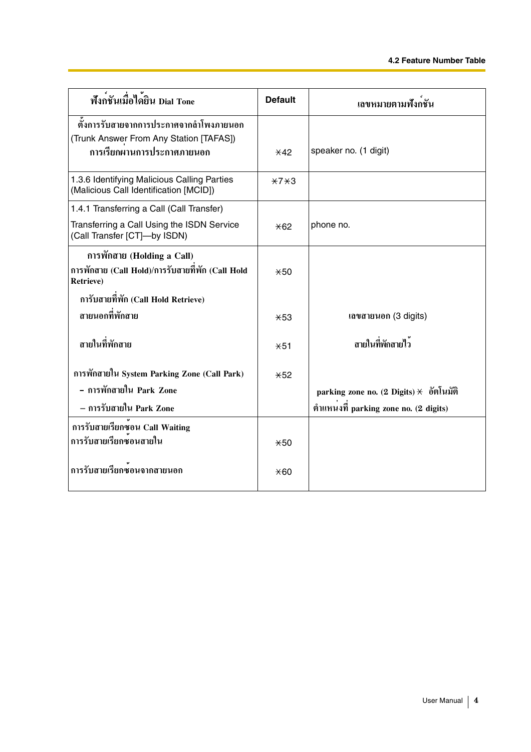| ฟังก์ชันเมื่อได้ยิน Dial Tone | Default | เลขหมายตามฟังก์ชัน |
|---|---|---|
| ตั้งการรับสายจากการประกาศจากลำโพงภายนอก (Trunk Answer From Any Station [TAFAS]) การเรียกผ่านการประกาศภายนอก | ⋇42 | speaker no. (1 digit) |
| 1.3.6 Identifying Malicious Calling Parties (Malicious Call Identification [MCID]) | ⋇7⋇3 | |
| 1.4.1 Transferring a Call (Call Transfer) Transferring a Call Using the ISDN Service (Call Transfer [CT]—by ISDN) | ⋇62 | phone no. |
| การพักสาย (Holding a Call) การพักสาย (Call Hold)/การรับสายที่พัก (Call Hold Retrieve) | ⋇50 | |
| การับสายที่พัก (Call Hold Retrieve) สายนอกที่พักสาย | ⋇53 | เลขสายนอก (3 digits) |
| สายในที่พักสาย | ⋇51 | สายในที่พักสายไว้ |
| การพักสายใน System Parking Zone (Call Park) – การพักสายใน Park Zone – การรับสายใน Park Zone | ⋇52 | parking zone no. (2 Digits) ⋇ อัตโนมัติ ตำแหน่งที่ parking zone no. (2 digits) |
| การรับสายเรียกซ้อน Call Waiting การรับสายเรียกซ้อนสายใน | ⋇50 | |
| การรับสายเรียกซ้อนจากสายนอก | ⋇60 | |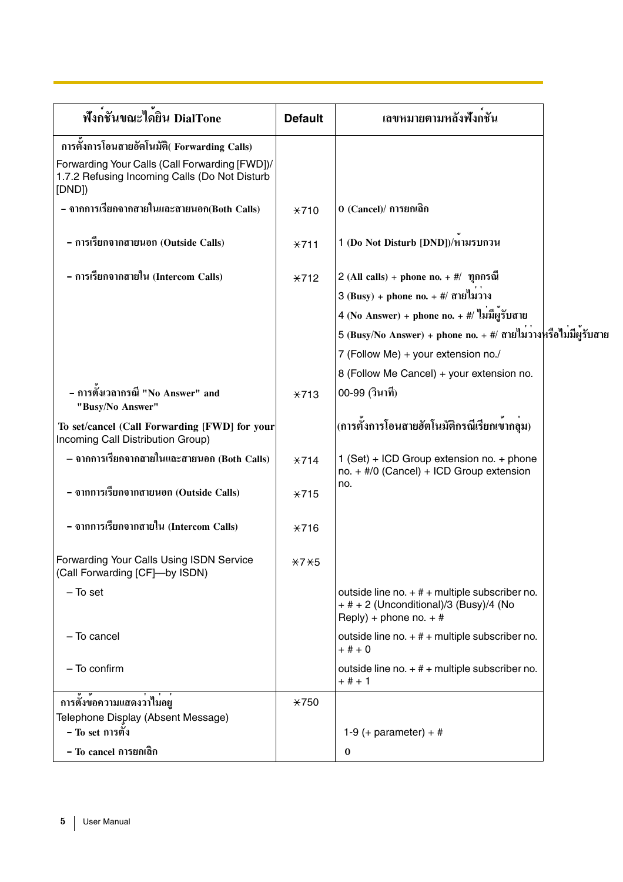| ฟังก์ชันขณะได้ยิน DialTone | Default | เลขหมายตามหลังฟังก์ชัน |
|---|---|---|
| การตั้งการโอนสายอัตโนมัติ( Forwarding Calls) | | |
| Forwarding Your Calls (Call Forwarding [FWD])/ 1.7.2 Refusing Incoming Calls (Do Not Disturb [DND]) | | |
| – จากการเรียกจากสายในและสายนอก(Both Calls) | ⋇710 | 0 (Cancel)/ การยกเลิก |
| – การเรียกจากสายนอก (Outside Calls) | ⋇711 | 1 (Do Not Disturb [DND])/ห้ามรบกวน |
| – การเรียกจากสายใน (Intercom Calls) | ⋇712 | 2 (All calls) + phone no. + #/ ทุกกรณี<br>3 (Busy) + phone no. + #/ สายไม่ว่าง<br>4 (No Answer) + phone no. + #/ ไม่มีผู้รับสาย<br>5 (Busy/No Answer) + phone no. + #/ สายไม่ว่างหรือไม่มีผู้รับสาย<br>7 (Follow Me) + your extension no./<br>8 (Follow Me Cancel) + your extension no. |
| – การตั้งเวลากรณี "No Answer" and "Busy/No Answer" | ⋇713 | 00-99 (วินาที) |
| To set/cancel (Call Forwarding [FWD] for your Incoming Call Distribution Group) | | (การตั้งการโอนสายอัตโนมัติกรณีเรียกเข้ากลุ่ม) |
| – จากการเรียกจากสายในและสายนอก (Both Calls) | ⋇714 | 1 (Set) + ICD Group extension no. + phone no. + #/0 (Cancel) + ICD Group extension no. |
| – จากการเรียกจากสายนอก (Outside Calls) | ⋇715 | |
| – จากการเรียกจากสายใน (Intercom Calls) | ⋇716 | |
| Forwarding Your Calls Using ISDN Service (Call Forwarding [CF]—by ISDN) | ⋇7⋇5 | |
| – To set | | outside line no. + # + multiple subscriber no. + # + 2 (Unconditional)/3 (Busy)/4 (No Reply) + phone no. + # |
| – To cancel | | outside line no. + # + multiple subscriber no. + # + 0 |
| – To confirm | | outside line no. + # + multiple subscriber no. + # + 1 |
| การตั้งข้อความแสดงว่าไม่อยู่<br>Telephone Display (Absent Message) | ⋇750 | |
| – To set การตั้ง | | 1-9 (+ parameter) + # |
| – To cancel การยกเลิก | | 0 |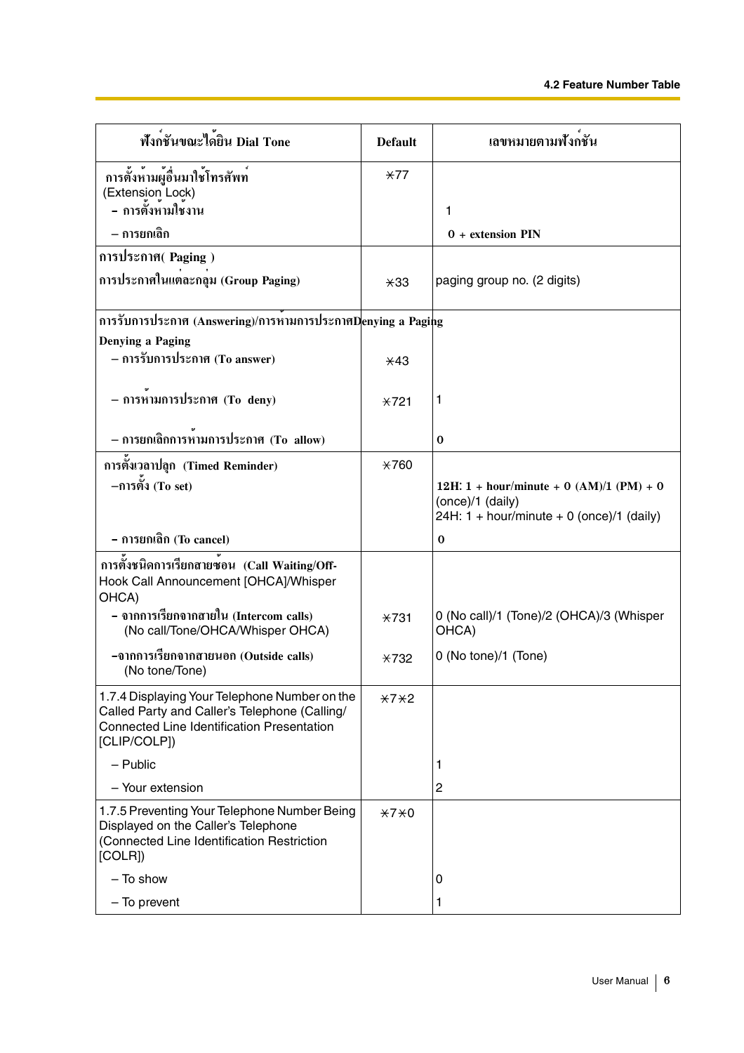| ฟังก์ชันขณะได้ยิน Dial Tone | Default | เลขหมายตามฟังก์ชัน |
|---|---|---|
| การตั้งห้ามผู้อื่นมาใช้โทรศัพท์ (Extension Lock) | ⋇77 | |
| – การตั้งห้ามใช้งาน | | 1 |
| – การยกเลิก | | **0 + extension PIN** |
| **การประกาศ( Paging )** | | |
| **การประกาศในแต่ละกลุ่ม (Group Paging)** | ⋇33 | paging group no. (2 digits) |
| **การรับการประกาศ (Answering)/การห้ามการประกาศDenying a Paging** | | |
| **Denying a Paging** | | |
| **– การรับการประกาศ (To answer)** | ⋇43 | |
| **– การห้ามการประกาศ (To deny)** | ⋇721 | 1 |
| **– การยกเลิกการห้ามการประกาศ (To allow)** | | **0** |
| **การตั้งเวลาปลุก (Timed Reminder)** | ⋇760 | |
| **–การตั้ง (To set)** | | **12H: 1 + hour/minute + 0 (AM)/1 (PM) + 0** (once)/1 (daily)<br>24H: 1 + hour/minute + 0 (once)/1 (daily) |
| **– การยกเลิก (To cancel)** | | **0** |
| **การตั้งชนิดการเรียกสายซ้อน (Call Waiting/Off-**Hook Call Announcement [OHCA]/Whisper OHCA) | | |
| **– จากการเรียกจากสายใน (Intercom calls)** (No call/Tone/OHCA/Whisper OHCA) | ⋇731 | 0 (No call)/1 (Tone)/2 (OHCA)/3 (Whisper OHCA) |
| **–จากการเรียกจากสายนอก (Outside calls)** (No tone/Tone) | ⋇732 | 0 (No tone)/1 (Tone) |
| 1.7.4 Displaying Your Telephone Number on the Called Party and Caller's Telephone (Calling/ Connected Line Identification Presentation [CLIP/COLP]) | ⋇7⋇2 | |
| – Public | | 1 |
| – Your extension | | 2 |
| 1.7.5 Preventing Your Telephone Number Being Displayed on the Caller's Telephone (Connected Line Identification Restriction [COLR]) | ⋇7⋇0 | |
| – To show | | 0 |
| – To prevent | | 1 |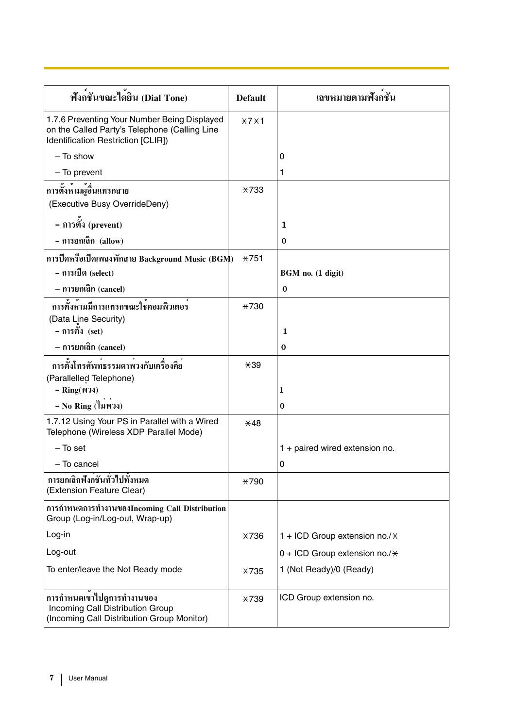| ฟังก์ชันขณะได้ยิน (Dial Tone) | Default | เลขหมายตามฟังก์ชัน |
|---|---|---|
| 1.7.6 Preventing Your Number Being Displayed on the Called Party's Telephone (Calling Line Identification Restriction [CLIR]) | ⋇7⋇1 | |
| – To show | | 0 |
| – To prevent | | 1 |
| การตั้งห้ามผู้อื่นแทรกสาย (Executive Busy OverrideDeny) | ⋇733 | |
| **– การตั้ง (prevent)** | | **1** |
| **– การยกเลิก (allow)** | | **0** |
| **การปิดหรือเปิดเพลงพักสาย Background Music (BGM)** | ⋇751 | |
| **– การเปิด (select)** | | **BGM no. (1 digit)** |
| **– การยกเลิก (cancel)** | | **0** |
| **การตั้งห้ามมีการแทรกขณะใช้คอมพิวเตอร์** (Data Line Security) | ⋇730 | |
| **– การตั้ง (set)** | | **1** |
| **– การยกเลิก (cancel)** | | **0** |
| **การตั้งโทรศัพท์ธรรมดาพ่วงกับเครื่องคีย์** (Parallelled Telephone) | ⋇39 | |
| **– Ring(พ่วง)** | | **1** |
| **– No Ring (ไม่พ่วง)** | | **0** |
| 1.7.12 Using Your PS in Parallel with a Wired Telephone (Wireless XDP Parallel Mode) | ⋇48 | |
| – To set | | 1 + paired wired extension no. |
| – To cancel | | 0 |
| **การยกเลิกฟังก์ชันทั่วไปทั้งหมด** (Extension Feature Clear) | ⋇790 | |
| **การกำหนดการทำงานของIncoming Call Distribution** Group (Log-in/Log-out, Wrap-up) | | |
| Log-in | ⋇736 | 1 + ICD Group extension no./⋇ |
| Log-out | | 0 + ICD Group extension no./⋇ |
| To enter/leave the Not Ready mode | ⋇735 | 1 (Not Ready)/0 (Ready) |
| **การกำหนดเข้าไปดูการทำงานของ** Incoming Call Distribution Group (Incoming Call Distribution Group Monitor) | ⋇739 | ICD Group extension no. |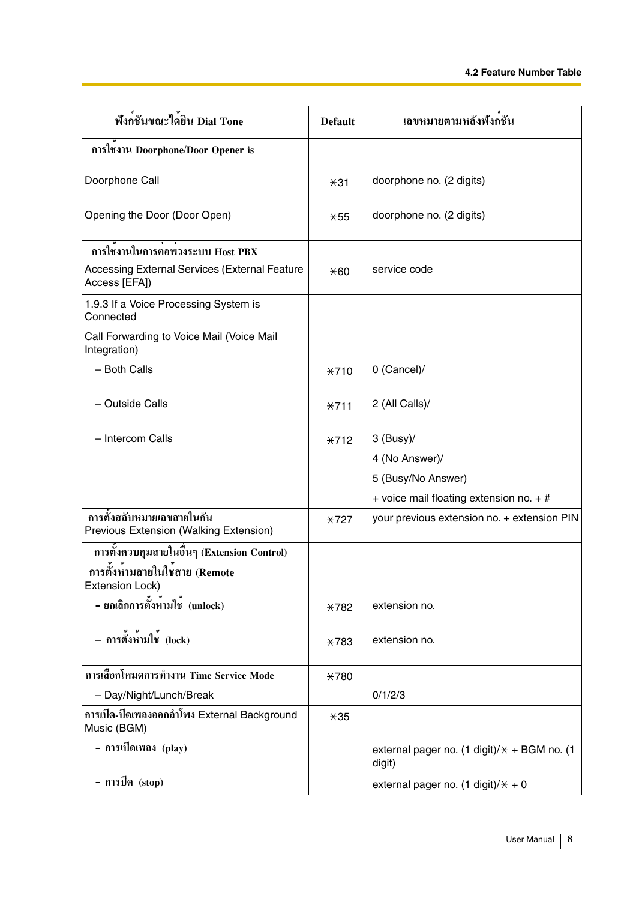| ฟังก์ชันขณะได้ยิน Dial Tone | Default | เลขหมายตามหลังฟังก์ชัน |
|---|---|---|
| **การใช้งาน Doorphone/Door Opener is** | | |
| Doorphone Call | ⋇31 | doorphone no. (2 digits) |
| Opening the Door (Door Open) | ⋇55 | doorphone no. (2 digits) |
| **การใช้งานในการต่อพ่วงระบบ Host PBX** | | |
| Accessing External Services (External Feature Access [EFA]) | ⋇60 | service code |
| 1.9.3 If a Voice Processing System is Connected | | |
| Call Forwarding to Voice Mail (Voice Mail Integration) | | |
| – Both Calls | ⋇710 | 0 (Cancel)/ |
| – Outside Calls | ⋇711 | 2 (All Calls)/ |
| – Intercom Calls | ⋇712 | 3 (Busy)/<br>4 (No Answer)/<br>5 (Busy/No Answer)<br>+ voice mail floating extension no. + # |
| **การตั้งสลับหมายเลขสายในกัน**<br>Previous Extension (Walking Extension) | ⋇727 | your previous extension no. + extension PIN |
| **การตั้งควบคุมสายในอื่นๆ (Extension Control)** | | |
| **การตั้งห้ามสายในใช้สาย (Remote** Extension Lock) | | |
| **– ยกเลิกการตั้งห้ามใช้ (unlock)** | ⋇782 | extension no. |
| **– การตั้งห้ามใช้ (lock)** | ⋇783 | extension no. |
| **การเลือกโหมดการทำงาน Time Service Mode** | ⋇780 | |
| – Day/Night/Lunch/Break | | 0/1/2/3 |
| **การเปิด-ปิดเพลงออกลำโพง** External Background Music (BGM) | ⋇35 | |
| **– การเปิดเพลง (play)** | | external pager no. (1 digit)/⋇ + BGM no. (1 digit) |
| **– การปิด (stop)** | | external pager no. (1 digit)/⋇ + 0 |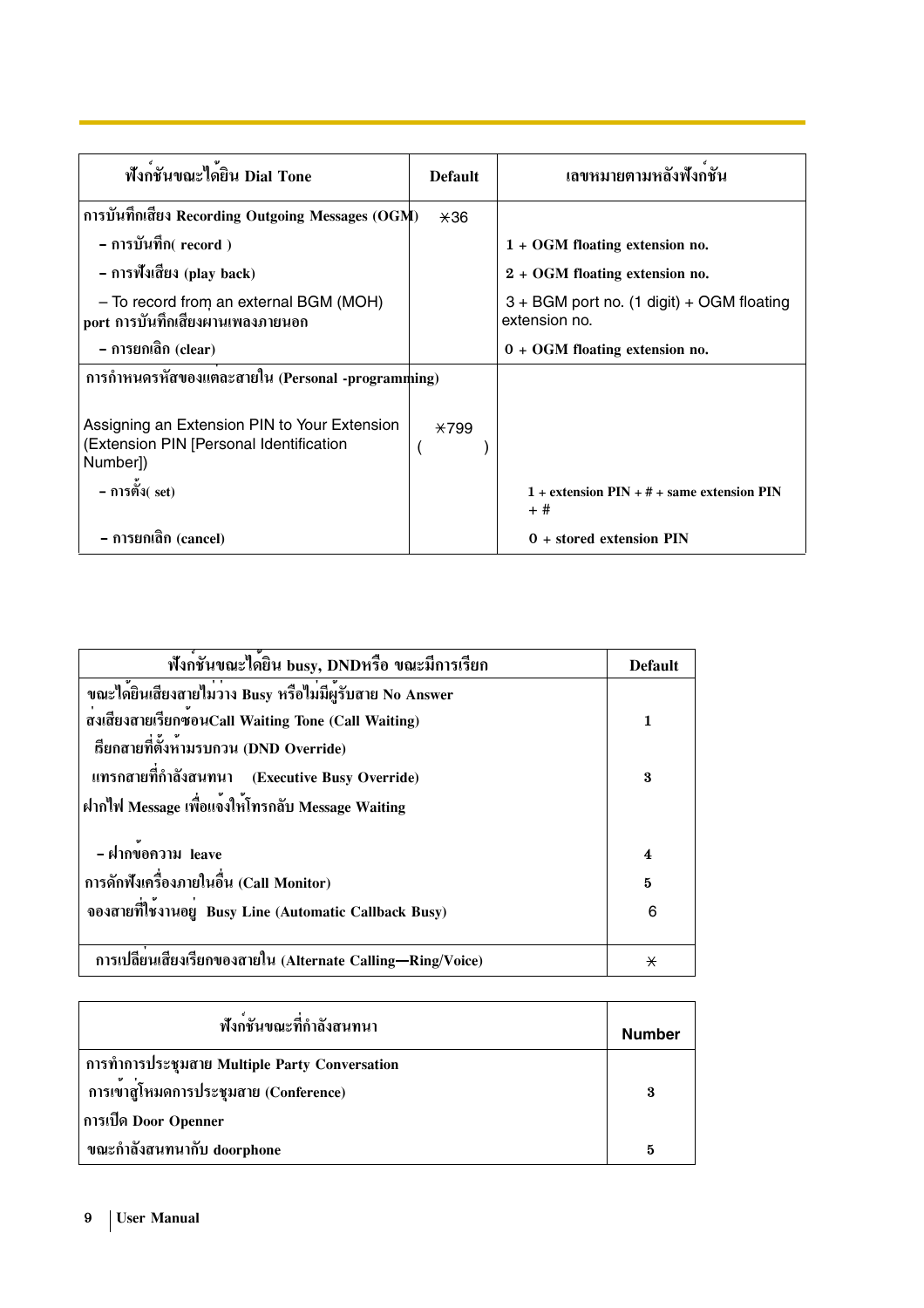| ฟังก์ชันขณะได้ยิน Dial Tone | Default | เลขหมายตามหลังฟังก์ชัน |
|---|---|---|
| **การบันทึกเสียง Recording Outgoing Messages (OGM)** | ⁎36 | |
| **– การบันทึก( record )** | | **1 + OGM floating extension no.** |
| **– การฟังเสียง (play back)** | | **2 + OGM floating extension no.** |
| – To record from an external BGM (MOH) **port การบันทึกเสียงผ่านเพลงภายนอก** | | 3 + BGM port no. (1 digit) + OGM floating extension no. |
| **– การยกเลิก (clear)** | | **0 + OGM floating extension no.** |
| **การกำหนดรหัสของแต่ละสายใน (Personal -programming)** | | |
| Assigning an Extension PIN to Your Extension (Extension PIN [Personal Identification Number]) | ⁎799 ( ) | |
| **– การตั้ง( set)** | | **1 + extension PIN + # + same extension PIN + #** |
| **– การยกเลิก (cancel)** | | **0 + stored extension PIN** |

| ฟังก์ชันขณะได้ยิน busy, DNDหรือ ขณะมีการเรียก | Default |
|---|---|
| **ขณะได้ยินเสียงสายไม่ว่าง Busy หรือไม่มีผู้รับสาย No Answer** | |
| **ส่งเสียงสายเรียกซ้อนCall Waiting Tone (Call Waiting)** | **1** |
| **เรียกสายที่ตั้งห้ามรบกวน (DND Override)** | |
| **แทรกสายที่กำลังสนทนา (Executive Busy Override)** | **3** |
| **ฝากไฟ Message เพื่อแจ้งให้โทรกลับ Message Waiting** | |
| **– ฝากข้อความ leave** | **4** |
| **การดักฟังเครื่องภายในอื่น (Call Monitor)** | **5** |
| **จองสายที่ใช้งานอยู่ Busy Line (Automatic Callback Busy)** | 6 |
| **การเปลี่ยนเสียงเรียกของสายใน (Alternate Calling—Ring/Voice)** | ⁎ |

| ฟังก์ชันขณะที่กำลังสนทนา | Number |
|---|---|
| **การทำการประชุมสาย Multiple Party Conversation** | |
| **การเข้าสู่โหมดการประชุมสาย (Conference)** | **3** |
| **การเปิด Door Openner** | |
| **ขณะกำลังสนทนากับ doorphone** | **5** |